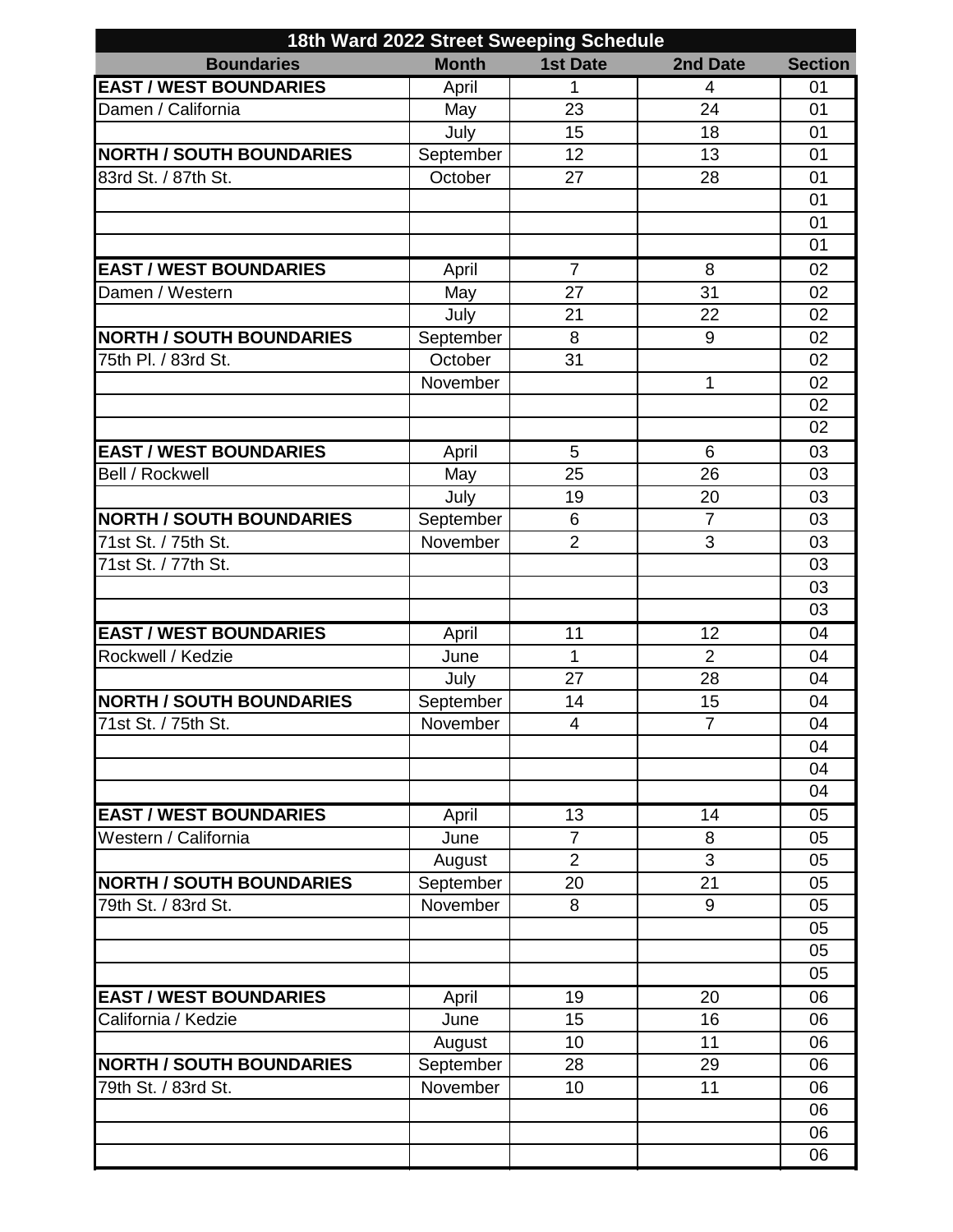| 18th Ward 2022 Street Sweeping Schedule | | | | |
|---|---|---|---|---|
| **Boundaries** | **Month** | **1st Date** | **2nd Date** | **Section** |
| **EAST / WEST BOUNDARIES** | April | 1 | 4 | 01 |
| Damen / California | May | 23 | 24 | 01 |
| | July | 15 | 18 | 01 |
| **NORTH / SOUTH BOUNDARIES** | September | 12 | 13 | 01 |
| 83rd St. / 87th St. | October | 27 | 28 | 01 |
| | | | | 01 |
| | | | | 01 |
| | | | | 01 |
| **EAST / WEST BOUNDARIES** | April | 7 | 8 | 02 |
| Damen / Western | May | 27 | 31 | 02 |
| | July | 21 | 22 | 02 |
| **NORTH / SOUTH BOUNDARIES** | September | 8 | 9 | 02 |
| 75th Pl. / 83rd St. | October | 31 | | 02 |
| | November | | 1 | 02 |
| | | | | 02 |
| | | | | 02 |
| **EAST / WEST BOUNDARIES** | April | 5 | 6 | 03 |
| Bell / Rockwell | May | 25 | 26 | 03 |
| | July | 19 | 20 | 03 |
| **NORTH / SOUTH BOUNDARIES** | September | 6 | 7 | 03 |
| 71st St. / 75th St. | November | 2 | 3 | 03 |
| 71st St. / 77th St. | | | | 03 |
| | | | | 03 |
| | | | | 03 |
| **EAST / WEST BOUNDARIES** | April | 11 | 12 | 04 |
| Rockwell / Kedzie | June | 1 | 2 | 04 |
| | July | 27 | 28 | 04 |
| **NORTH / SOUTH BOUNDARIES** | September | 14 | 15 | 04 |
| 71st St. / 75th St. | November | 4 | 7 | 04 |
| | | | | 04 |
| | | | | 04 |
| | | | | 04 |
| **EAST / WEST BOUNDARIES** | April | 13 | 14 | 05 |
| Western / California | June | 7 | 8 | 05 |
| | August | 2 | 3 | 05 |
| **NORTH / SOUTH BOUNDARIES** | September | 20 | 21 | 05 |
| 79th St. / 83rd St. | November | 8 | 9 | 05 |
| | | | | 05 |
| | | | | 05 |
| | | | | 05 |
| **EAST / WEST BOUNDARIES** | April | 19 | 20 | 06 |
| California / Kedzie | June | 15 | 16 | 06 |
| | August | 10 | 11 | 06 |
| **NORTH / SOUTH BOUNDARIES** | September | 28 | 29 | 06 |
| 79th St. / 83rd St. | November | 10 | 11 | 06 |
| | | | | 06 |
| | | | | 06 |
| | | | | 06 |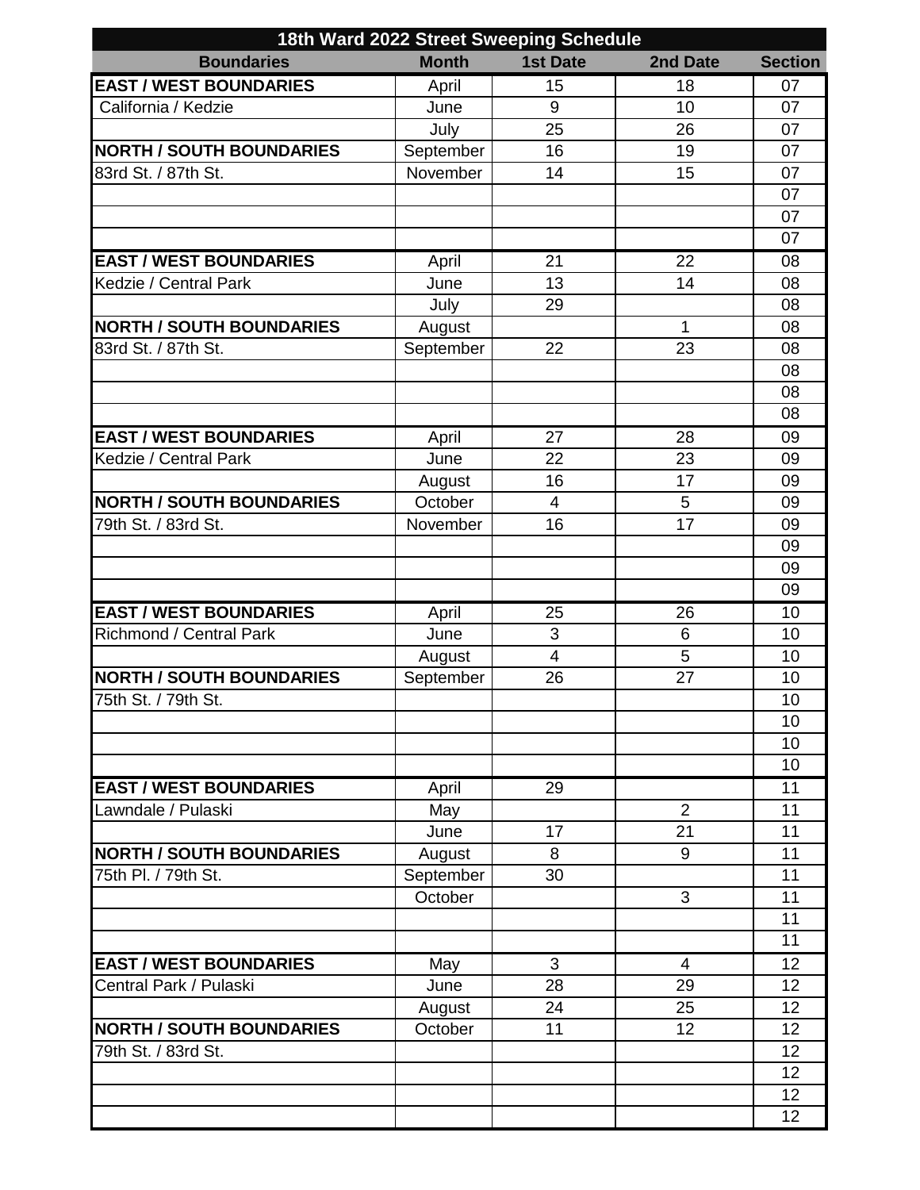| 18th Ward 2022 Street Sweeping Schedule | | | | |
|---|---|---|---|---|
| **Boundaries** | **Month** | **1st Date** | **2nd Date** | **Section** |
| **EAST / WEST BOUNDARIES** | April | 15 | 18 | 07 |
| California / Kedzie | June | 9 | 10 | 07 |
| | July | 25 | 26 | 07 |
| **NORTH / SOUTH BOUNDARIES** | September | 16 | 19 | 07 |
| 83rd St. / 87th St. | November | 14 | 15 | 07 |
| | | | | 07 |
| | | | | 07 |
| | | | | 07 |
| **EAST / WEST BOUNDARIES** | April | 21 | 22 | 08 |
| Kedzie / Central Park | June | 13 | 14 | 08 |
| | July | 29 | | 08 |
| **NORTH / SOUTH BOUNDARIES** | August | | 1 | 08 |
| 83rd St. / 87th St. | September | 22 | 23 | 08 |
| | | | | 08 |
| | | | | 08 |
| | | | | 08 |
| **EAST / WEST BOUNDARIES** | April | 27 | 28 | 09 |
| Kedzie / Central Park | June | 22 | 23 | 09 |
| | August | 16 | 17 | 09 |
| **NORTH / SOUTH BOUNDARIES** | October | 4 | 5 | 09 |
| 79th St. / 83rd St. | November | 16 | 17 | 09 |
| | | | | 09 |
| | | | | 09 |
| | | | | 09 |
| **EAST / WEST BOUNDARIES** | April | 25 | 26 | 10 |
| Richmond / Central Park | June | 3 | 6 | 10 |
| | August | 4 | 5 | 10 |
| **NORTH / SOUTH BOUNDARIES** | September | 26 | 27 | 10 |
| 75th St. / 79th St. | | | | 10 |
| | | | | 10 |
| | | | | 10 |
| | | | | 10 |
| **EAST / WEST BOUNDARIES** | April | 29 | | 11 |
| Lawndale / Pulaski | May | | 2 | 11 |
| | June | 17 | 21 | 11 |
| **NORTH / SOUTH BOUNDARIES** | August | 8 | 9 | 11 |
| 75th Pl. / 79th St. | September | 30 | | 11 |
| | October | | 3 | 11 |
| | | | | 11 |
| | | | | 11 |
| **EAST / WEST BOUNDARIES** | May | 3 | 4 | 12 |
| Central Park / Pulaski | June | 28 | 29 | 12 |
| | August | 24 | 25 | 12 |
| **NORTH / SOUTH BOUNDARIES** | October | 11 | 12 | 12 |
| 79th St. / 83rd St. | | | | 12 |
| | | | | 12 |
| | | | | 12 |
| | | | | 12 |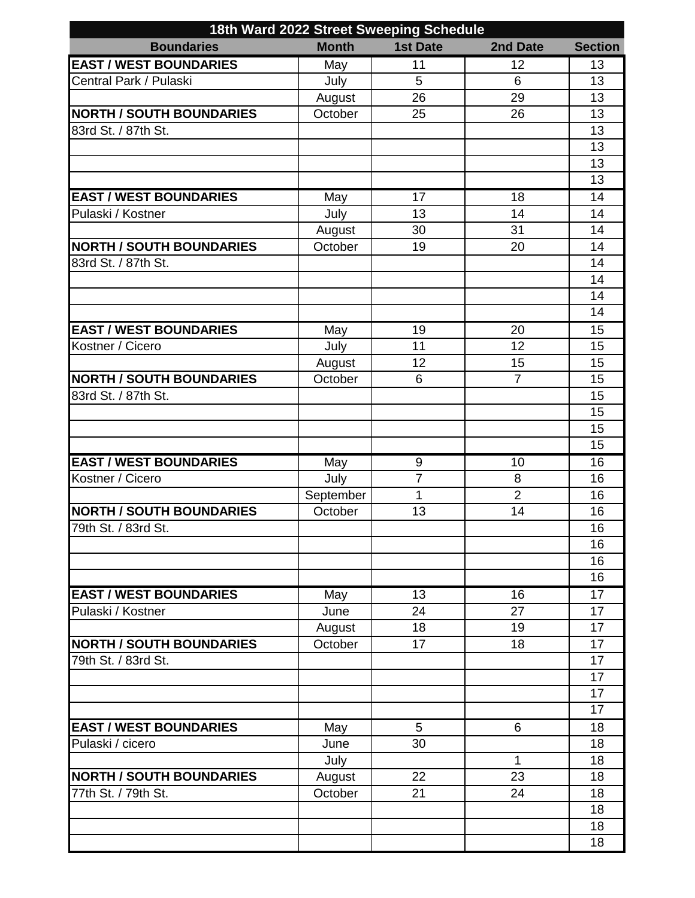| 18th Ward 2022 Street Sweeping Schedule | | | | |
|---|---|---|---|---|
| **Boundaries** | **Month** | **1st Date** | **2nd Date** | **Section** |
| **EAST / WEST BOUNDARIES** | May | 11 | 12 | 13 |
| Central Park / Pulaski | July | 5 | 6 | 13 |
| | August | 26 | 29 | 13 |
| **NORTH / SOUTH BOUNDARIES** | October | 25 | 26 | 13 |
| 83rd St. / 87th St. | | | | 13 |
| | | | | 13 |
| | | | | 13 |
| | | | | 13 |
| **EAST / WEST BOUNDARIES** | May | 17 | 18 | 14 |
| Pulaski / Kostner | July | 13 | 14 | 14 |
| | August | 30 | 31 | 14 |
| **NORTH / SOUTH BOUNDARIES** | October | 19 | 20 | 14 |
| 83rd St. / 87th St. | | | | 14 |
| | | | | 14 |
| | | | | 14 |
| | | | | 14 |
| **EAST / WEST BOUNDARIES** | May | 19 | 20 | 15 |
| Kostner / Cicero | July | 11 | 12 | 15 |
| | August | 12 | 15 | 15 |
| **NORTH / SOUTH BOUNDARIES** | October | 6 | 7 | 15 |
| 83rd St. / 87th St. | | | | 15 |
| | | | | 15 |
| | | | | 15 |
| | | | | 15 |
| **EAST / WEST BOUNDARIES** | May | 9 | 10 | 16 |
| Kostner / Cicero | July | 7 | 8 | 16 |
| | September | 1 | 2 | 16 |
| **NORTH / SOUTH BOUNDARIES** | October | 13 | 14 | 16 |
| 79th St. / 83rd St. | | | | 16 |
| | | | | 16 |
| | | | | 16 |
| | | | | 16 |
| **EAST / WEST BOUNDARIES** | May | 13 | 16 | 17 |
| Pulaski / Kostner | June | 24 | 27 | 17 |
| | August | 18 | 19 | 17 |
| **NORTH / SOUTH BOUNDARIES** | October | 17 | 18 | 17 |
| 79th St. / 83rd St. | | | | 17 |
| | | | | 17 |
| | | | | 17 |
| | | | | 17 |
| **EAST / WEST BOUNDARIES** | May | 5 | 6 | 18 |
| Pulaski / cicero | June | 30 | | 18 |
| | July | | 1 | 18 |
| **NORTH / SOUTH BOUNDARIES** | August | 22 | 23 | 18 |
| 77th St. / 79th St. | October | 21 | 24 | 18 |
| | | | | 18 |
| | | | | 18 |
| | | | | 18 |